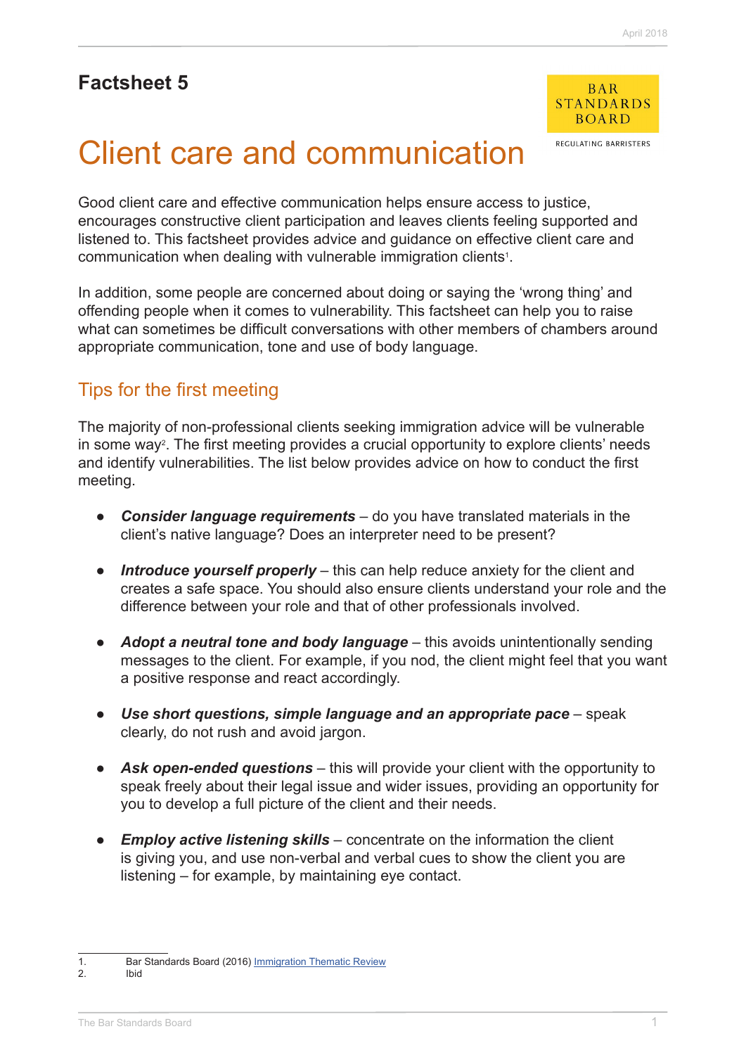# Factsheet 5

BAR STANDARDS BOARD

REGULATING BARRISTERS

# Client care and communication

Good client care and effective communication helps ensure access to justice, encourages constructive client participation and leaves clients feeling supported and listened to. This factsheet provides advice and guidance on effective client care and communication when dealing with vulnerable immigration clients[1].

In addition, some people are concerned about doing or saying the 'wrong thing' and offending people when it comes to vulnerability. This factsheet can help you to raise what can sometimes be difficult conversations with other members of chambers around appropriate communication, tone and use of body language.

## Tips for the first meeting

The majority of non-professional clients seeking immigration advice will be vulnerable in some way[2]. The first meeting provides a crucial opportunity to explore clients' needs and identify vulnerabilities. The list below provides advice on how to conduct the first meeting.

- ***Consider language requirements*** – do you have translated materials in the client's native language? Does an interpreter need to be present?
- ***Introduce yourself properly*** – this can help reduce anxiety for the client and creates a safe space. You should also ensure clients understand your role and the difference between your role and that of other professionals involved.
- ***Adopt a neutral tone and body language*** – this avoids unintentionally sending messages to the client. For example, if you nod, the client might feel that you want a positive response and react accordingly.
- ***Use short questions, simple language and an appropriate pace*** – speak clearly, do not rush and avoid jargon.
- ***Ask open-ended questions*** – this will provide your client with the opportunity to speak freely about their legal issue and wider issues, providing an opportunity for you to develop a full picture of the client and their needs.
- ***Employ active listening skills*** – concentrate on the information the client is giving you, and use non-verbal and verbal cues to show the client you are listening – for example, by maintaining eye contact.

---

1. Bar Standards Board (2016) Immigration Thematic Review
2. Ibid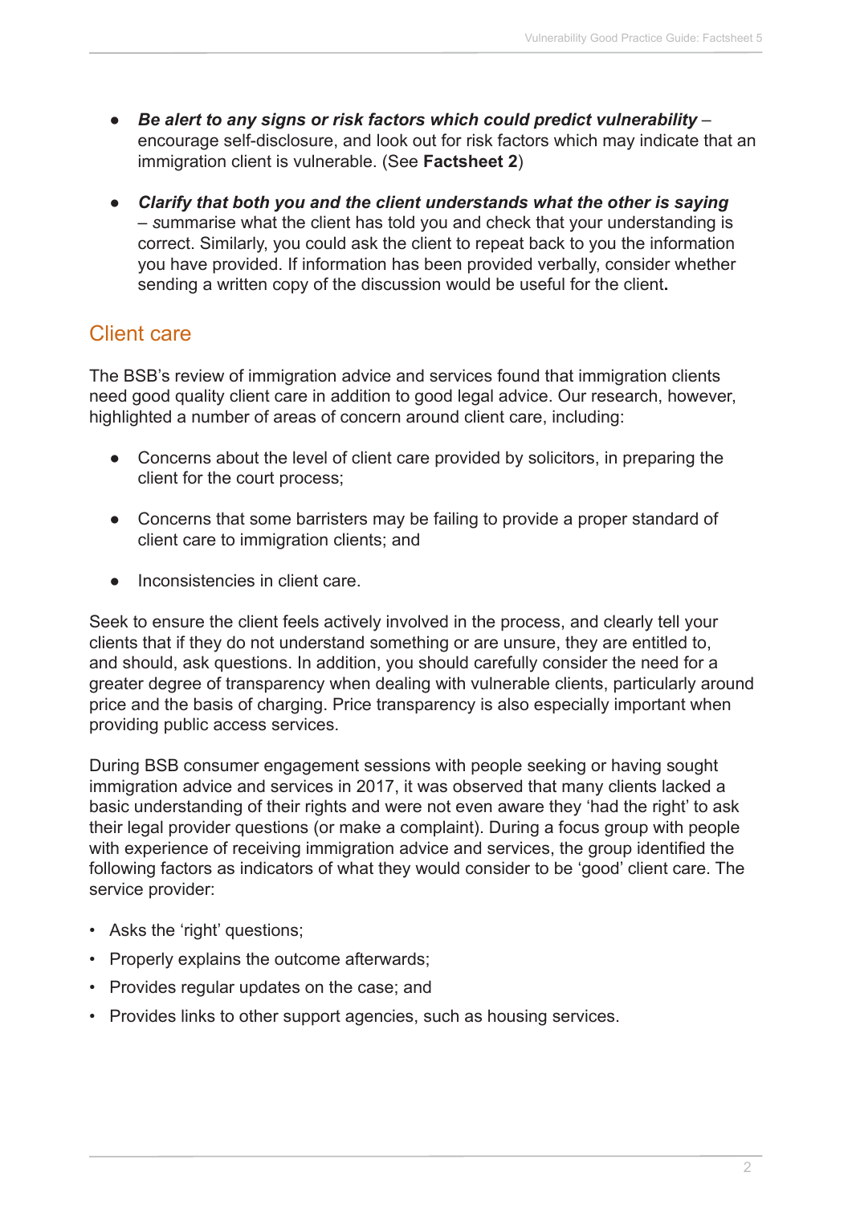- ***Be alert to any signs or risk factors which could predict vulnerability*** – encourage self-disclosure, and look out for risk factors which may indicate that an immigration client is vulnerable. (See **Factsheet 2**)

- ***Clarify that both you and the client understands what the other is saying*** – *s*ummarise what the client has told you and check that your understanding is correct. Similarly, you could ask the client to repeat back to you the information you have provided. If information has been provided verbally, consider whether sending a written copy of the discussion would be useful for the client**.**

## Client care

The BSB's review of immigration advice and services found that immigration clients need good quality client care in addition to good legal advice. Our research, however, highlighted a number of areas of concern around client care, including:

- Concerns about the level of client care provided by solicitors, in preparing the client for the court process;

- Concerns that some barristers may be failing to provide a proper standard of client care to immigration clients; and

- Inconsistencies in client care.

Seek to ensure the client feels actively involved in the process, and clearly tell your clients that if they do not understand something or are unsure, they are entitled to, and should, ask questions. In addition, you should carefully consider the need for a greater degree of transparency when dealing with vulnerable clients, particularly around price and the basis of charging. Price transparency is also especially important when providing public access services.

During BSB consumer engagement sessions with people seeking or having sought immigration advice and services in 2017, it was observed that many clients lacked a basic understanding of their rights and were not even aware they 'had the right' to ask their legal provider questions (or make a complaint). During a focus group with people with experience of receiving immigration advice and services, the group identified the following factors as indicators of what they would consider to be 'good' client care. The service provider:

- Asks the 'right' questions;
- Properly explains the outcome afterwards;
- Provides regular updates on the case; and
- Provides links to other support agencies, such as housing services.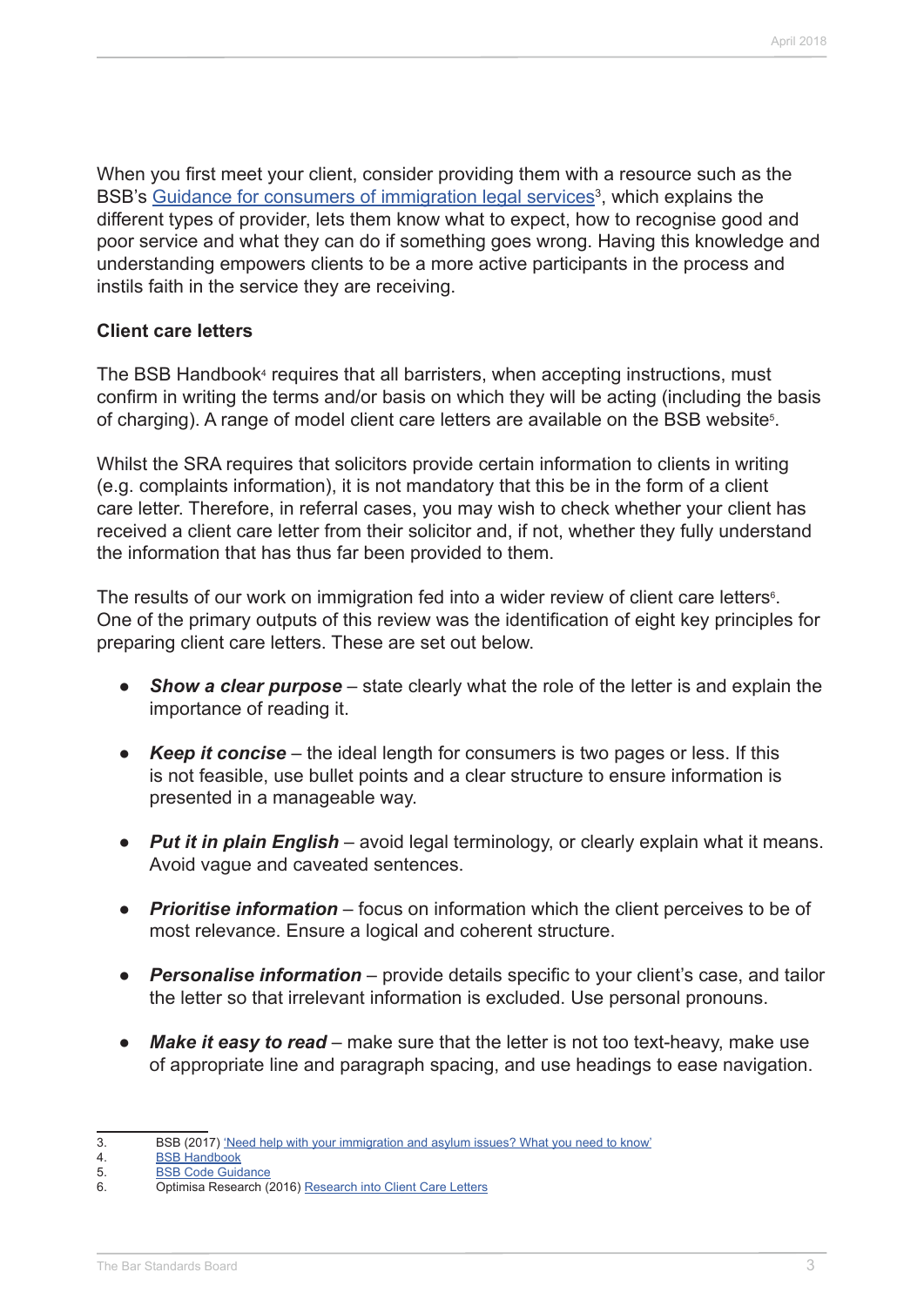When you first meet your client, consider providing them with a resource such as the BSB's [Guidance for consumers of immigration legal services][3], which explains the different types of provider, lets them know what to expect, how to recognise good and poor service and what they can do if something goes wrong. Having this knowledge and understanding empowers clients to be a more active participants in the process and instils faith in the service they are receiving.

**Client care letters**

The BSB Handbook[4] requires that all barristers, when accepting instructions, must confirm in writing the terms and/or basis on which they will be acting (including the basis of charging). A range of model client care letters are available on the BSB website[5].

Whilst the SRA requires that solicitors provide certain information to clients in writing (e.g. complaints information), it is not mandatory that this be in the form of a client care letter. Therefore, in referral cases, you may wish to check whether your client has received a client care letter from their solicitor and, if not, whether they fully understand the information that has thus far been provided to them.

The results of our work on immigration fed into a wider review of client care letters[6]. One of the primary outputs of this review was the identification of eight key principles for preparing client care letters. These are set out below.

- ***Show a clear purpose*** – state clearly what the role of the letter is and explain the importance of reading it.
- ***Keep it concise*** – the ideal length for consumers is two pages or less. If this is not feasible, use bullet points and a clear structure to ensure information is presented in a manageable way.
- ***Put it in plain English*** – avoid legal terminology, or clearly explain what it means. Avoid vague and caveated sentences.
- ***Prioritise information*** – focus on information which the client perceives to be of most relevance. Ensure a logical and coherent structure.
- ***Personalise information*** – provide details specific to your client's case, and tailor the letter so that irrelevant information is excluded. Use personal pronouns.
- ***Make it easy to read*** – make sure that the letter is not too text-heavy, make use of appropriate line and paragraph spacing, and use headings to ease navigation.

---

3. BSB (2017) 'Need help with your immigration and asylum issues? What you need to know'
4. BSB Handbook
5. BSB Code Guidance
6. Optimisa Research (2016) Research into Client Care Letters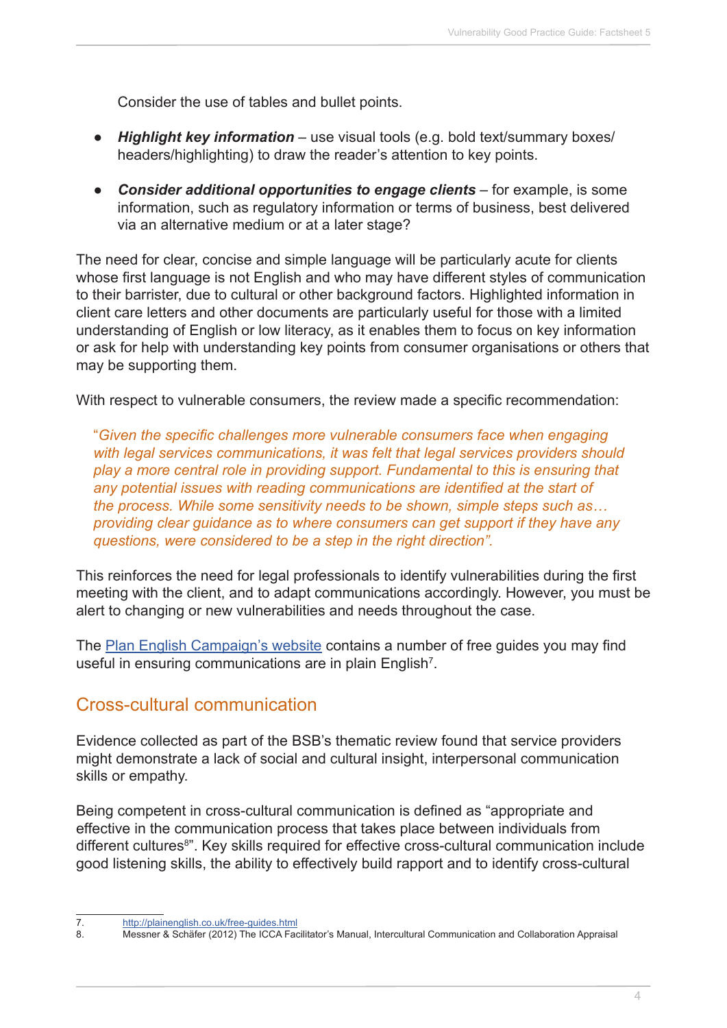Consider the use of tables and bullet points.

- ***Highlight key information*** – use visual tools (e.g. bold text/summary boxes/ headers/highlighting) to draw the reader's attention to key points.

- ***Consider additional opportunities to engage clients*** – for example, is some information, such as regulatory information or terms of business, best delivered via an alternative medium or at a later stage?

The need for clear, concise and simple language will be particularly acute for clients whose first language is not English and who may have different styles of communication to their barrister, due to cultural or other background factors. Highlighted information in client care letters and other documents are particularly useful for those with a limited understanding of English or low literacy, as it enables them to focus on key information or ask for help with understanding key points from consumer organisations or others that may be supporting them.

With respect to vulnerable consumers, the review made a specific recommendation:

> "*Given the specific challenges more vulnerable consumers face when engaging with legal services communications, it was felt that legal services providers should play a more central role in providing support. Fundamental to this is ensuring that any potential issues with reading communications are identified at the start of the process. While some sensitivity needs to be shown, simple steps such as… providing clear guidance as to where consumers can get support if they have any questions, were considered to be a step in the right direction".*

This reinforces the need for legal professionals to identify vulnerabilities during the first meeting with the client, and to adapt communications accordingly. However, you must be alert to changing or new vulnerabilities and needs throughout the case.

The [Plan English Campaign's website](http://plainenglish.co.uk/free-guides.html) contains a number of free guides you may find useful in ensuring communications are in plain English[7].

## Cross-cultural communication

Evidence collected as part of the BSB's thematic review found that service providers might demonstrate a lack of social and cultural insight, interpersonal communication skills or empathy.

Being competent in cross-cultural communication is defined as "appropriate and effective in the communication process that takes place between individuals from different cultures[8]". Key skills required for effective cross-cultural communication include good listening skills, the ability to effectively build rapport and to identify cross-cultural

---

7. http://plainenglish.co.uk/free-guides.html
8. Messner & Schäfer (2012) The ICCA Facilitator's Manual, Intercultural Communication and Collaboration Appraisal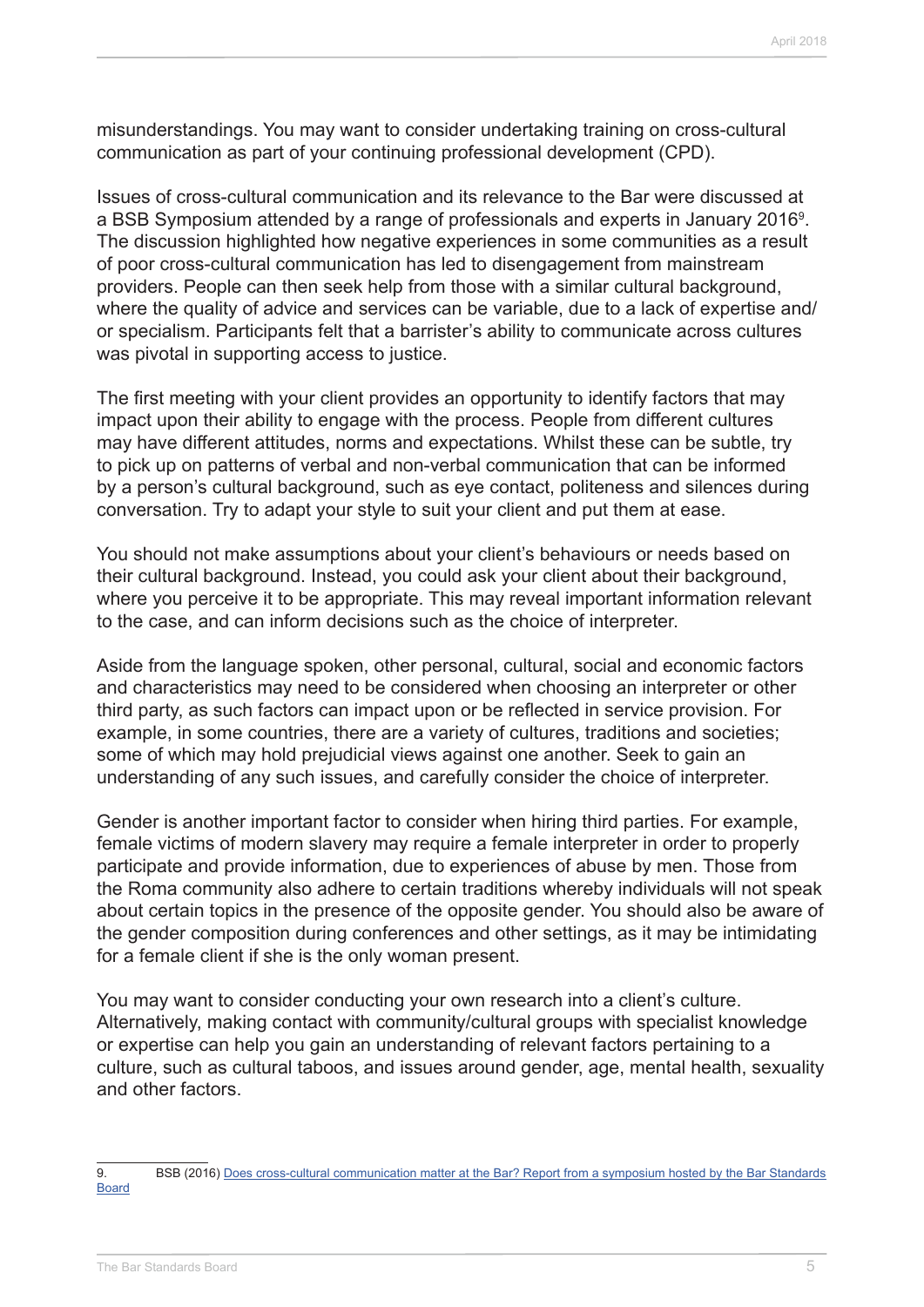misunderstandings. You may want to consider undertaking training on cross-cultural communication as part of your continuing professional development (CPD).

Issues of cross-cultural communication and its relevance to the Bar were discussed at a BSB Symposium attended by a range of professionals and experts in January 2016[9]. The discussion highlighted how negative experiences in some communities as a result of poor cross-cultural communication has led to disengagement from mainstream providers. People can then seek help from those with a similar cultural background, where the quality of advice and services can be variable, due to a lack of expertise and/or specialism. Participants felt that a barrister's ability to communicate across cultures was pivotal in supporting access to justice.

The first meeting with your client provides an opportunity to identify factors that may impact upon their ability to engage with the process. People from different cultures may have different attitudes, norms and expectations. Whilst these can be subtle, try to pick up on patterns of verbal and non-verbal communication that can be informed by a person's cultural background, such as eye contact, politeness and silences during conversation. Try to adapt your style to suit your client and put them at ease.

You should not make assumptions about your client's behaviours or needs based on their cultural background. Instead, you could ask your client about their background, where you perceive it to be appropriate. This may reveal important information relevant to the case, and can inform decisions such as the choice of interpreter.

Aside from the language spoken, other personal, cultural, social and economic factors and characteristics may need to be considered when choosing an interpreter or other third party, as such factors can impact upon or be reflected in service provision. For example, in some countries, there are a variety of cultures, traditions and societies; some of which may hold prejudicial views against one another. Seek to gain an understanding of any such issues, and carefully consider the choice of interpreter.

Gender is another important factor to consider when hiring third parties. For example, female victims of modern slavery may require a female interpreter in order to properly participate and provide information, due to experiences of abuse by men. Those from the Roma community also adhere to certain traditions whereby individuals will not speak about certain topics in the presence of the opposite gender. You should also be aware of the gender composition during conferences and other settings, as it may be intimidating for a female client if she is the only woman present.

You may want to consider conducting your own research into a client's culture. Alternatively, making contact with community/cultural groups with specialist knowledge or expertise can help you gain an understanding of relevant factors pertaining to a culture, such as cultural taboos, and issues around gender, age, mental health, sexuality and other factors.

---

9. BSB (2016) Does cross-cultural communication matter at the Bar? Report from a symposium hosted by the Bar Standards Board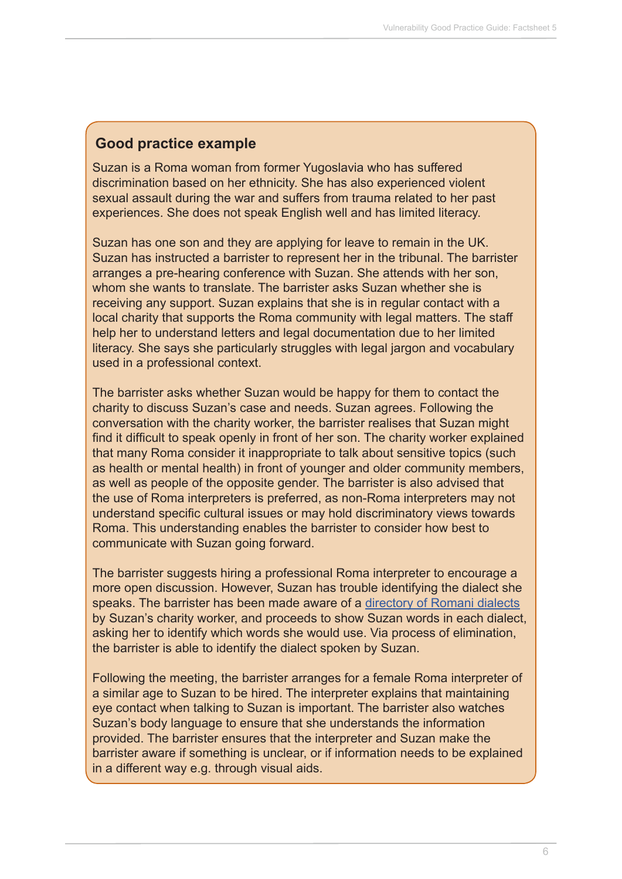## Good practice example

Suzan is a Roma woman from former Yugoslavia who has suffered discrimination based on her ethnicity. She has also experienced violent sexual assault during the war and suffers from trauma related to her past experiences. She does not speak English well and has limited literacy.

Suzan has one son and they are applying for leave to remain in the UK. Suzan has instructed a barrister to represent her in the tribunal. The barrister arranges a pre-hearing conference with Suzan. She attends with her son, whom she wants to translate. The barrister asks Suzan whether she is receiving any support. Suzan explains that she is in regular contact with a local charity that supports the Roma community with legal matters. The staff help her to understand letters and legal documentation due to her limited literacy. She says she particularly struggles with legal jargon and vocabulary used in a professional context.

The barrister asks whether Suzan would be happy for them to contact the charity to discuss Suzan's case and needs. Suzan agrees. Following the conversation with the charity worker, the barrister realises that Suzan might find it difficult to speak openly in front of her son. The charity worker explained that many Roma consider it inappropriate to talk about sensitive topics (such as health or mental health) in front of younger and older community members, as well as people of the opposite gender. The barrister is also advised that the use of Roma interpreters is preferred, as non-Roma interpreters may not understand specific cultural issues or may hold discriminatory views towards Roma. This understanding enables the barrister to consider how best to communicate with Suzan going forward.

The barrister suggests hiring a professional Roma interpreter to encourage a more open discussion. However, Suzan has trouble identifying the dialect she speaks. The barrister has been made aware of a directory of Romani dialects by Suzan's charity worker, and proceeds to show Suzan words in each dialect, asking her to identify which words she would use. Via process of elimination, the barrister is able to identify the dialect spoken by Suzan.

Following the meeting, the barrister arranges for a female Roma interpreter of a similar age to Suzan to be hired. The interpreter explains that maintaining eye contact when talking to Suzan is important. The barrister also watches Suzan's body language to ensure that she understands the information provided. The barrister ensures that the interpreter and Suzan make the barrister aware if something is unclear, or if information needs to be explained in a different way e.g. through visual aids.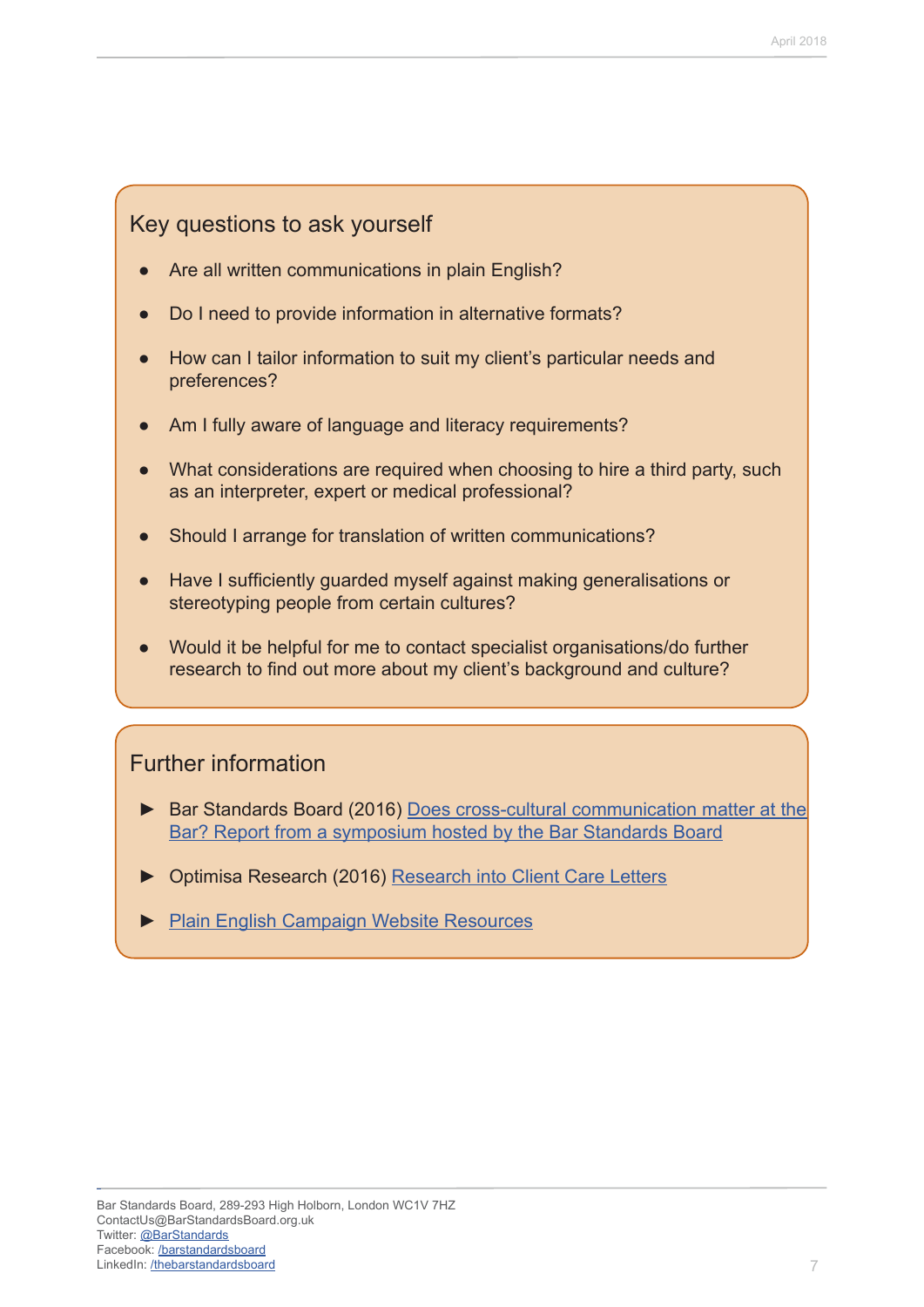## Key questions to ask yourself

- Are all written communications in plain English?
- Do I need to provide information in alternative formats?
- How can I tailor information to suit my client's particular needs and preferences?
- Am I fully aware of language and literacy requirements?
- What considerations are required when choosing to hire a third party, such as an interpreter, expert or medical professional?
- Should I arrange for translation of written communications?
- Have I sufficiently guarded myself against making generalisations or stereotyping people from certain cultures?
- Would it be helpful for me to contact specialist organisations/do further research to find out more about my client's background and culture?

## Further information

- Bar Standards Board (2016) Does cross-cultural communication matter at the Bar? Report from a symposium hosted by the Bar Standards Board
- Optimisa Research (2016) Research into Client Care Letters
- Plain English Campaign Website Resources

Bar Standards Board, 289-293 High Holborn, London WC1V 7HZ
ContactUs@BarStandardsBoard.org.uk
Twitter: @BarStandards
Facebook: /barstandardsboard
LinkedIn: /thebarstandardsboard